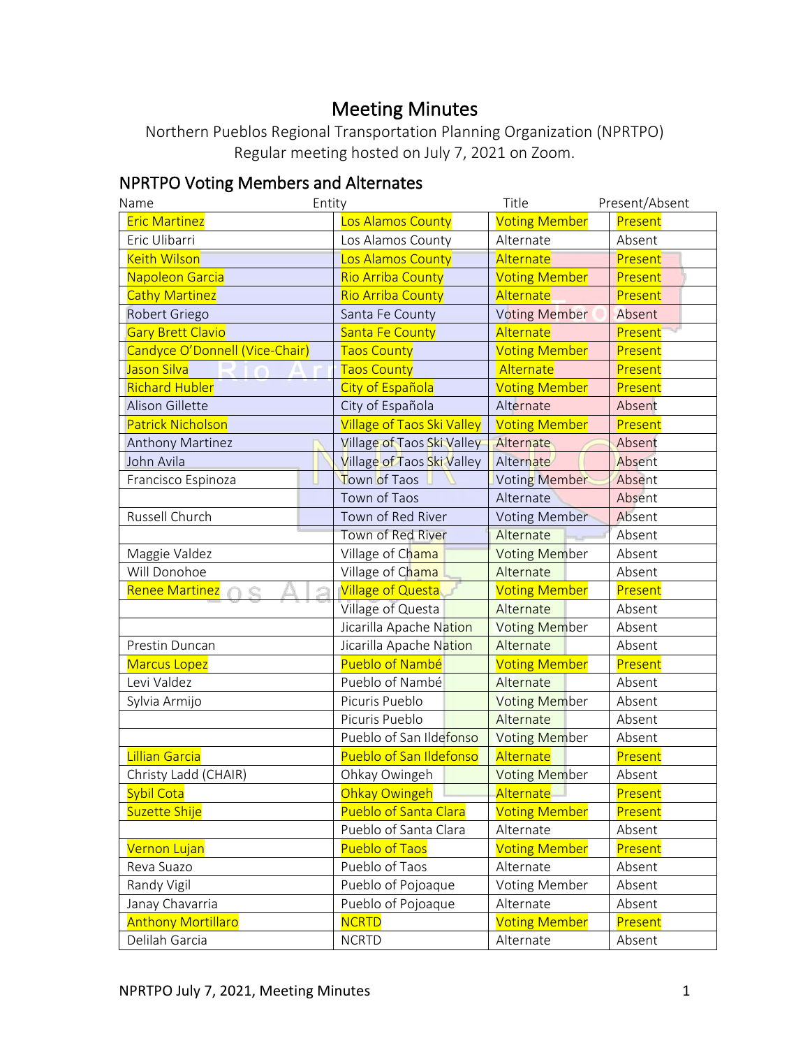# Meeting Minutes

Northern Pueblos Regional Transportation Planning Organization (NPRTPO)
Regular meeting hosted on July 7, 2021 on Zoom.

## NPRTPO Voting Members and Alternates

| Name | Entity | Title | Present/Absent |
|---|---|---|---|
| Eric Martinez | Los Alamos County | Voting Member | Present |
| Eric Ulibarri | Los Alamos County | Alternate | Absent |
| Keith Wilson | Los Alamos County | Alternate | Present |
| Napoleon Garcia | Rio Arriba County | Voting Member | Present |
| Cathy Martinez | Rio Arriba County | Alternate | Present |
| Robert Griego | Santa Fe County | Voting Member | Absent |
| Gary Brett Clavio | Santa Fe County | Alternate | Present |
| Candyce O'Donnell (Vice-Chair) | Taos County | Voting Member | Present |
| Jason Silva | Taos County | Alternate | Present |
| Richard Hubler | City of Española | Voting Member | Present |
| Alison Gillette | City of Española | Alternate | Absent |
| Patrick Nicholson | Village of Taos Ski Valley | Voting Member | Present |
| Anthony Martinez | Village of Taos Ski Valley | Alternate | Absent |
| John Avila | Village of Taos Ski Valley | Alternate | Absent |
| Francisco Espinoza | Town of Taos | Voting Member | Absent |
| | Town of Taos | Alternate | Absent |
| Russell Church | Town of Red River | Voting Member | Absent |
| | Town of Red River | Alternate | Absent |
| Maggie Valdez | Village of Chama | Voting Member | Absent |
| Will Donohoe | Village of Chama | Alternate | Absent |
| Renee Martinez | Village of Questa | Voting Member | Present |
| | Village of Questa | Alternate | Absent |
| | Jicarilla Apache Nation | Voting Member | Absent |
| Prestin Duncan | Jicarilla Apache Nation | Alternate | Absent |
| Marcus Lopez | Pueblo of Nambé | Voting Member | Present |
| Levi Valdez | Pueblo of Nambé | Alternate | Absent |
| Sylvia Armijo | Picuris Pueblo | Voting Member | Absent |
| | Picuris Pueblo | Alternate | Absent |
| | Pueblo of San Ildefonso | Voting Member | Absent |
| Lillian Garcia | Pueblo of San Ildefonso | Alternate | Present |
| Christy Ladd (CHAIR) | Ohkay Owingeh | Voting Member | Absent |
| Sybil Cota | Ohkay Owingeh | Alternate | Present |
| Suzette Shije | Pueblo of Santa Clara | Voting Member | Present |
| | Pueblo of Santa Clara | Alternate | Absent |
| Vernon Lujan | Pueblo of Taos | Voting Member | Present |
| Reva Suazo | Pueblo of Taos | Alternate | Absent |
| Randy Vigil | Pueblo of Pojoaque | Voting Member | Absent |
| Janay Chavarria | Pueblo of Pojoaque | Alternate | Absent |
| Anthony Mortillaro | NCRTD | Voting Member | Present |
| Delilah Garcia | NCRTD | Alternate | Absent |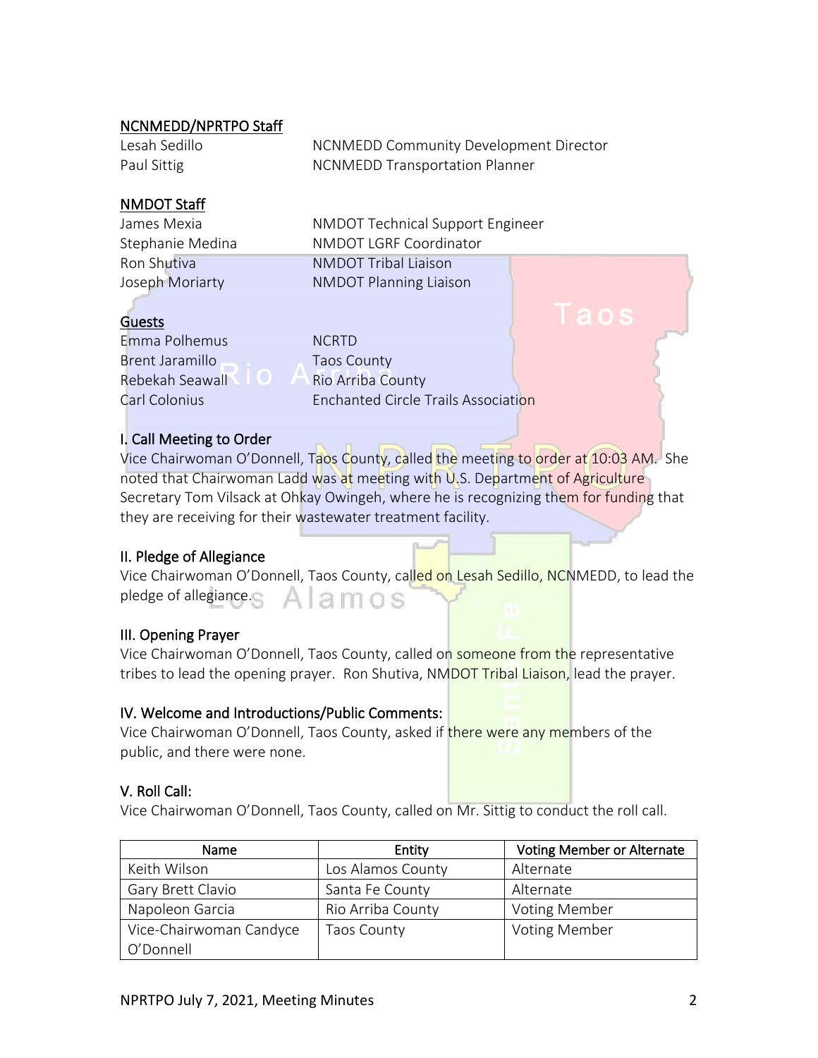## NCNMEDD/NPRTPO Staff

| | |
|---|---|
| Lesah Sedillo | NCNMEDD Community Development Director |
| Paul Sittig | NCNMEDD Transportation Planner |

## NMDOT Staff

| | |
|---|---|
| James Mexia | NMDOT Technical Support Engineer |
| Stephanie Medina | NMDOT LGRF Coordinator |
| Ron Shutiva | NMDOT Tribal Liaison |
| Joseph Moriarty | NMDOT Planning Liaison |

## Guests

| | |
|---|---|
| Emma Polhemus | NCRTD |
| Brent Jaramillo | Taos County |
| Rebekah Seawall | Rio Arriba County |
| Carl Colonius | Enchanted Circle Trails Association |

## I. Call Meeting to Order

Vice Chairwoman O'Donnell, Taos County, called the meeting to order at 10:03 AM. She noted that Chairwoman Ladd was at meeting with U.S. Department of Agriculture Secretary Tom Vilsack at Ohkay Owingeh, where he is recognizing them for funding that they are receiving for their wastewater treatment facility.

## II. Pledge of Allegiance

Vice Chairwoman O'Donnell, Taos County, called on Lesah Sedillo, NCNMEDD, to lead the pledge of allegiance.

## III. Opening Prayer

Vice Chairwoman O'Donnell, Taos County, called on someone from the representative tribes to lead the opening prayer. Ron Shutiva, NMDOT Tribal Liaison, lead the prayer.

## IV. Welcome and Introductions/Public Comments:

Vice Chairwoman O'Donnell, Taos County, asked if there were any members of the public, and there were none.

## V. Roll Call:

Vice Chairwoman O'Donnell, Taos County, called on Mr. Sittig to conduct the roll call.

| Name | Entity | Voting Member or Alternate |
|---|---|---|
| Keith Wilson | Los Alamos County | Alternate |
| Gary Brett Clavio | Santa Fe County | Alternate |
| Napoleon Garcia | Rio Arriba County | Voting Member |
| Vice-Chairwoman Candyce O'Donnell | Taos County | Voting Member |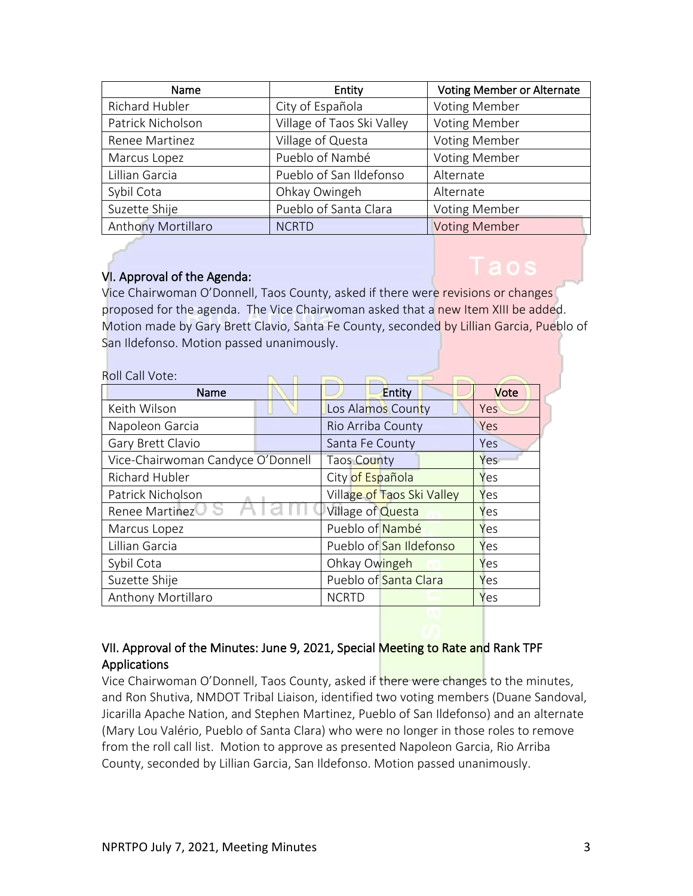| Name | Entity | Voting Member or Alternate |
|---|---|---|
| Richard Hubler | City of Española | Voting Member |
| Patrick Nicholson | Village of Taos Ski Valley | Voting Member |
| Renee Martinez | Village of Questa | Voting Member |
| Marcus Lopez | Pueblo of Nambé | Voting Member |
| Lillian Garcia | Pueblo of San Ildefonso | Alternate |
| Sybil Cota | Ohkay Owingeh | Alternate |
| Suzette Shije | Pueblo of Santa Clara | Voting Member |
| Anthony Mortillaro | NCRTD | Voting Member |

## VI. Approval of the Agenda:

Vice Chairwoman O'Donnell, Taos County, asked if there were revisions or changes proposed for the agenda. The Vice Chairwoman asked that a new Item XIII be added. Motion made by Gary Brett Clavio, Santa Fe County, seconded by Lillian Garcia, Pueblo of San Ildefonso. Motion passed unanimously.

Roll Call Vote:

| Name | Entity | Vote |
|---|---|---|
| Keith Wilson | Los Alamos County | Yes |
| Napoleon Garcia | Rio Arriba County | Yes |
| Gary Brett Clavio | Santa Fe County | Yes |
| Vice-Chairwoman Candyce O'Donnell | Taos County | Yes |
| Richard Hubler | City of Española | Yes |
| Patrick Nicholson | Village of Taos Ski Valley | Yes |
| Renee Martinez | Village of Questa | Yes |
| Marcus Lopez | Pueblo of Nambé | Yes |
| Lillian Garcia | Pueblo of San Ildefonso | Yes |
| Sybil Cota | Ohkay Owingeh | Yes |
| Suzette Shije | Pueblo of Santa Clara | Yes |
| Anthony Mortillaro | NCRTD | Yes |

## VII. Approval of the Minutes: June 9, 2021, Special Meeting to Rate and Rank TPF Applications

Vice Chairwoman O'Donnell, Taos County, asked if there were changes to the minutes, and Ron Shutiva, NMDOT Tribal Liaison, identified two voting members (Duane Sandoval, Jicarilla Apache Nation, and Stephen Martinez, Pueblo of San Ildefonso) and an alternate (Mary Lou Valério, Pueblo of Santa Clara) who were no longer in those roles to remove from the roll call list. Motion to approve as presented Napoleon Garcia, Rio Arriba County, seconded by Lillian Garcia, San Ildefonso. Motion passed unanimously.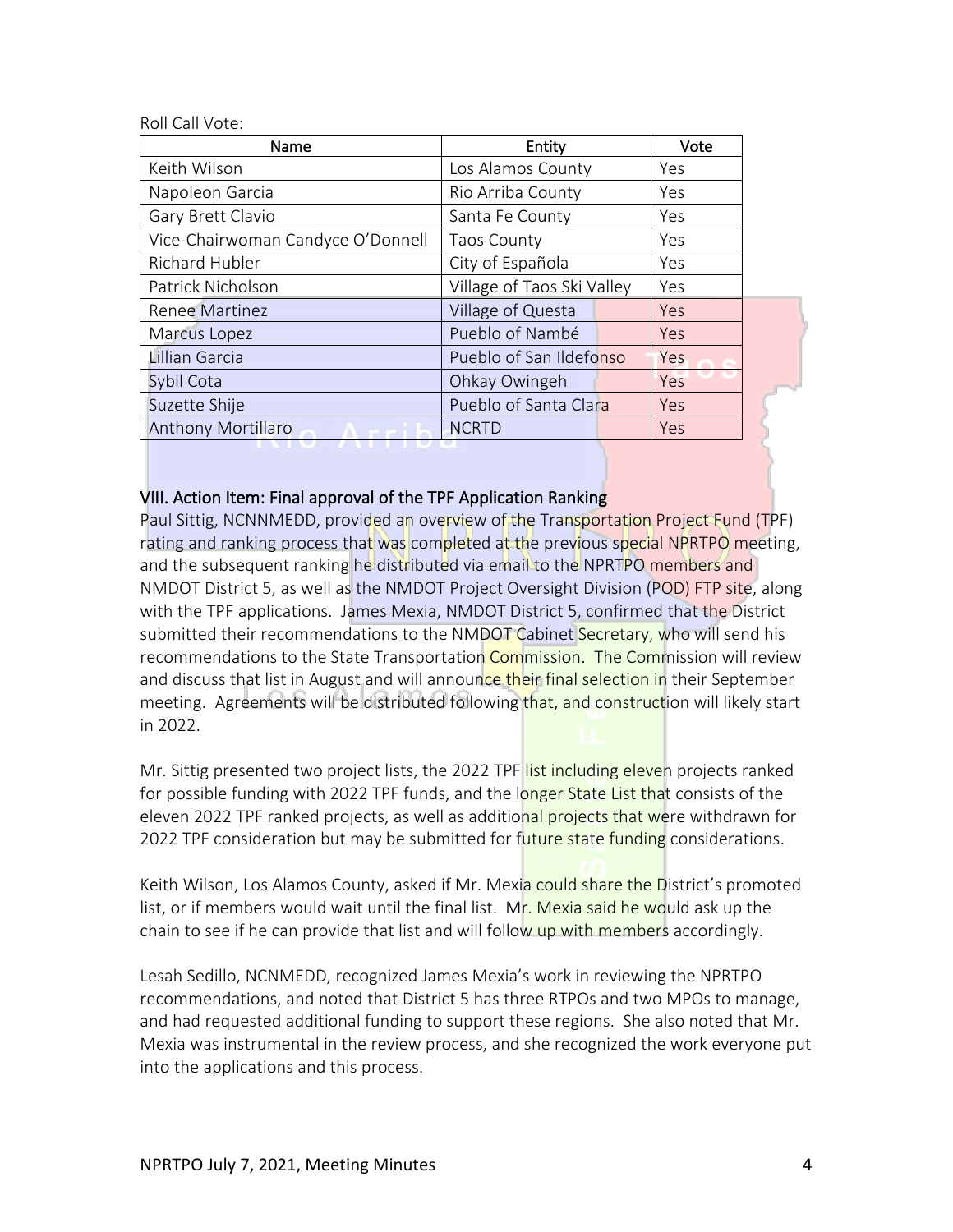Roll Call Vote:

| Name | Entity | Vote |
|---|---|---|
| Keith Wilson | Los Alamos County | Yes |
| Napoleon Garcia | Rio Arriba County | Yes |
| Gary Brett Clavio | Santa Fe County | Yes |
| Vice-Chairwoman Candyce O'Donnell | Taos County | Yes |
| Richard Hubler | City of Española | Yes |
| Patrick Nicholson | Village of Taos Ski Valley | Yes |
| Renee Martinez | Village of Questa | Yes |
| Marcus Lopez | Pueblo of Nambé | Yes |
| Lillian Garcia | Pueblo of San Ildefonso | Yes |
| Sybil Cota | Ohkay Owingeh | Yes |
| Suzette Shije | Pueblo of Santa Clara | Yes |
| Anthony Mortillaro | NCRTD | Yes |

## VIII. Action Item: Final approval of the TPF Application Ranking

Paul Sittig, NCNNMEDD, provided an overview of the Transportation Project Fund (TPF) rating and ranking process that was completed at the previous special NPRTPO meeting, and the subsequent ranking he distributed via email to the NPRTPO members and NMDOT District 5, as well as the NMDOT Project Oversight Division (POD) FTP site, along with the TPF applications. James Mexia, NMDOT District 5, confirmed that the District submitted their recommendations to the NMDOT Cabinet Secretary, who will send his recommendations to the State Transportation Commission. The Commission will review and discuss that list in August and will announce their final selection in their September meeting. Agreements will be distributed following that, and construction will likely start in 2022.

Mr. Sittig presented two project lists, the 2022 TPF list including eleven projects ranked for possible funding with 2022 TPF funds, and the longer State List that consists of the eleven 2022 TPF ranked projects, as well as additional projects that were withdrawn for 2022 TPF consideration but may be submitted for future state funding considerations.

Keith Wilson, Los Alamos County, asked if Mr. Mexia could share the District's promoted list, or if members would wait until the final list. Mr. Mexia said he would ask up the chain to see if he can provide that list and will follow up with members accordingly.

Lesah Sedillo, NCNMEDD, recognized James Mexia's work in reviewing the NPRTPO recommendations, and noted that District 5 has three RTPOs and two MPOs to manage, and had requested additional funding to support these regions. She also noted that Mr. Mexia was instrumental in the review process, and she recognized the work everyone put into the applications and this process.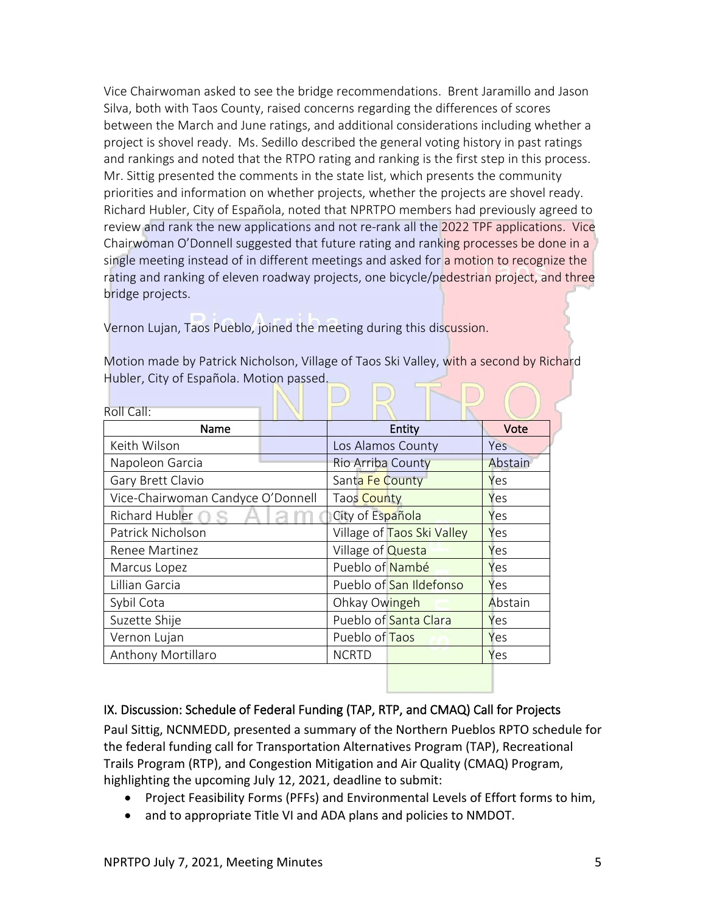Vice Chairwoman asked to see the bridge recommendations. Brent Jaramillo and Jason Silva, both with Taos County, raised concerns regarding the differences of scores between the March and June ratings, and additional considerations including whether a project is shovel ready. Ms. Sedillo described the general voting history in past ratings and rankings and noted that the RTPO rating and ranking is the first step in this process. Mr. Sittig presented the comments in the state list, which presents the community priorities and information on whether projects, whether the projects are shovel ready. Richard Hubler, City of Española, noted that NPRTPO members had previously agreed to review and rank the new applications and not re-rank all the 2022 TPF applications. Vice Chairwoman O'Donnell suggested that future rating and ranking processes be done in a single meeting instead of in different meetings and asked for a motion to recognize the rating and ranking of eleven roadway projects, one bicycle/pedestrian project, and three bridge projects.

Vernon Lujan, Taos Pueblo, joined the meeting during this discussion.

Motion made by Patrick Nicholson, Village of Taos Ski Valley, with a second by Richard Hubler, City of Española. Motion passed.

Roll Call:

| Name | Entity | Vote |
|---|---|---|
| Keith Wilson | Los Alamos County | Yes |
| Napoleon Garcia | Rio Arriba County | Abstain |
| Gary Brett Clavio | Santa Fe County | Yes |
| Vice-Chairwoman Candyce O'Donnell | Taos County | Yes |
| Richard Hubler | City of Española | Yes |
| Patrick Nicholson | Village of Taos Ski Valley | Yes |
| Renee Martinez | Village of Questa | Yes |
| Marcus Lopez | Pueblo of Nambé | Yes |
| Lillian Garcia | Pueblo of San Ildefonso | Yes |
| Sybil Cota | Ohkay Owingeh | Abstain |
| Suzette Shije | Pueblo of Santa Clara | Yes |
| Vernon Lujan | Pueblo of Taos | Yes |
| Anthony Mortillaro | NCRTD | Yes |

## IX. Discussion: Schedule of Federal Funding (TAP, RTP, and CMAQ) Call for Projects

Paul Sittig, NCNMEDD, presented a summary of the Northern Pueblos RPTO schedule for the federal funding call for Transportation Alternatives Program (TAP), Recreational Trails Program (RTP), and Congestion Mitigation and Air Quality (CMAQ) Program, highlighting the upcoming July 12, 2021, deadline to submit:

- Project Feasibility Forms (PFFs) and Environmental Levels of Effort forms to him,
- and to appropriate Title VI and ADA plans and policies to NMDOT.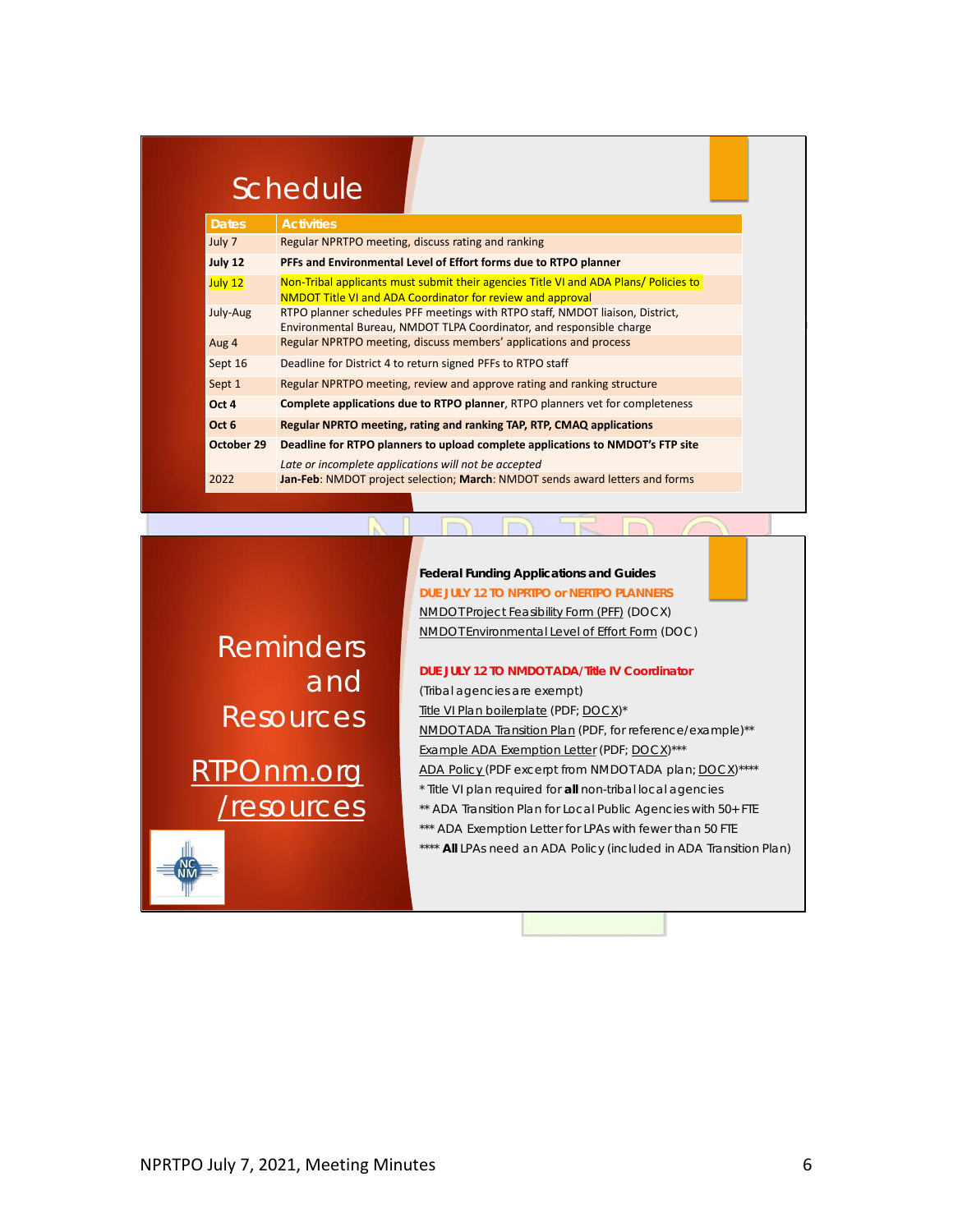# Schedule

| Dates | Activities |
|---|---|
| July 7 | Regular NPRTPO meeting, discuss rating and ranking |
| **July 12** | **PFFs and Environmental Level of Effort forms due to RTPO planner** |
| July 12 | Non-Tribal applicants must submit their agencies Title VI and ADA Plans/ Policies to NMDOT Title VI and ADA Coordinator for review and approval |
| July-Aug | RTPO planner schedules PFF meetings with RTPO staff, NMDOT liaison, District, Environmental Bureau, NMDOT TLPA Coordinator, and responsible charge |
| Aug 4 | Regular NPRTPO meeting, discuss members' applications and process |
| Sept 16 | Deadline for District 4 to return signed PFFs to RTPO staff |
| Sept 1 | Regular NPRTPO meeting, review and approve rating and ranking structure |
| **Oct 4** | **Complete applications due to RTPO planner**, RTPO planners vet for completeness |
| **Oct 6** | **Regular NPRTO meeting, rating and ranking TAP, RTP, CMAQ applications** |
| **October 29** | **Deadline for RTPO planners to upload complete applications to NMDOT's FTP site** *Late or incomplete applications will not be accepted* |
| 2022 | **Jan-Feb**: NMDOT project selection; **March**: NMDOT sends award letters and forms |

# Reminders and Resources

RTPOnm.org/resources

**Federal Funding Applications and Guides**

**DUE JULY 12 TO NPRTPO or NERTPO PLANNERS**

NMDOT Project Feasibility Form (PFF) (DOCX)

NMDOT Environmental Level of Effort Form (DOC)

**DUE JULY 12 TO NMDOT ADA/Title IV Coordinator**

(Tribal agencies are exempt)

Title VI Plan boilerplate (PDF; DOCX)*

NMDOT ADA Transition Plan (PDF, for reference/example)**

Example ADA Exemption Letter (PDF; DOCX)***

ADA Policy (PDF excerpt from NMDOT ADA plan; DOCX)****

* Title VI plan required for **all** non-tribal local agencies

** ADA Transition Plan for Local Public Agencies with 50+ FTE

*** ADA Exemption Letter for LPAs with fewer than 50 FTE

**** **All** LPAs need an ADA Policy (included in ADA Transition Plan)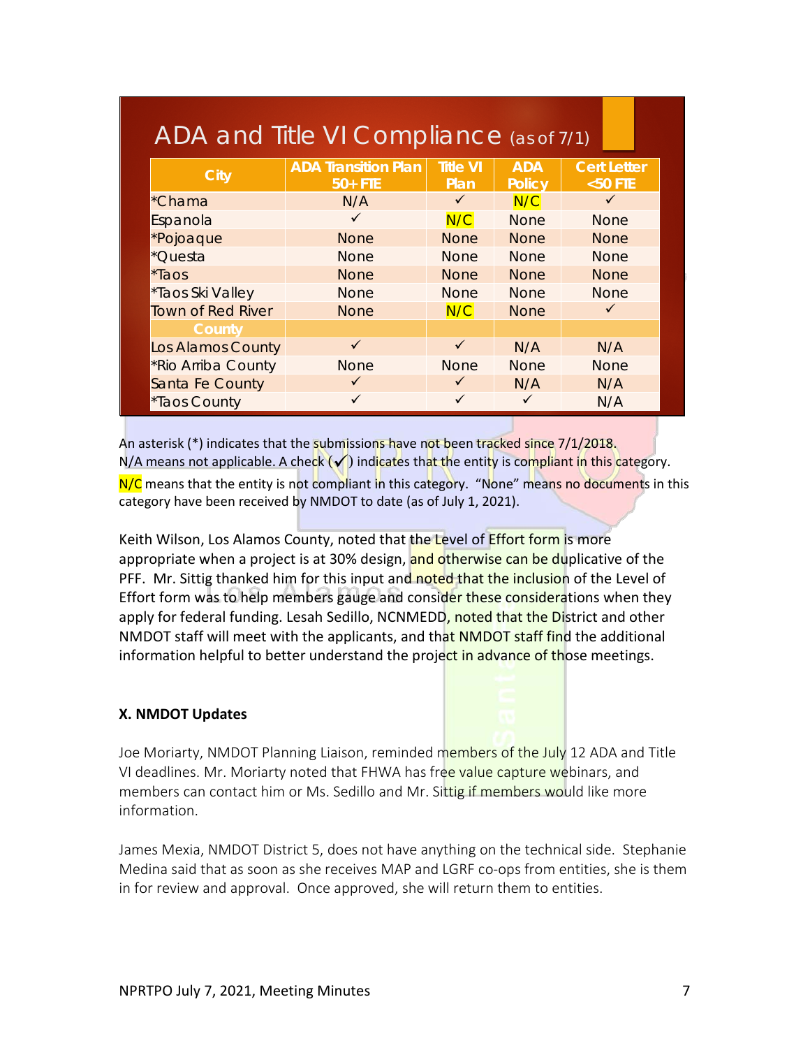## ADA and Title VI Compliance (as of 7/1)

| City | ADA Transition Plan 50+ FTE | Title VI Plan | ADA Policy | Cert Letter <50 FTE |
|---|---|---|---|---|
| *Chama | N/A | ✓ | N/C | ✓ |
| Espanola | ✓ | N/C | None | None |
| *Pojoaque | None | None | None | None |
| *Questa | None | None | None | None |
| *Taos | None | None | None | None |
| *Taos Ski Valley | None | None | None | None |
| Town of Red River | None | N/C | None | ✓ |
| **County** | | | | |
| Los Alamos County | ✓ | ✓ | N/A | N/A |
| *Rio Arriba County | None | None | None | None |
| Santa Fe County | ✓ | ✓ | N/A | N/A |
| *Taos County | ✓ | ✓ | ✓ | N/A |

An asterisk (*) indicates that the submissions have not been tracked since 7/1/2018.
N/A means not applicable. A check (✓) indicates that the entity is compliant in this category.
N/C means that the entity is not compliant in this category. "None" means no documents in this category have been received by NMDOT to date (as of July 1, 2021).

Keith Wilson, Los Alamos County, noted that the Level of Effort form is more appropriate when a project is at 30% design, and otherwise can be duplicative of the PFF. Mr. Sittig thanked him for this input and noted that the inclusion of the Level of Effort form was to help members gauge and consider these considerations when they apply for federal funding. Lesah Sedillo, NCNMEDD, noted that the District and other NMDOT staff will meet with the applicants, and that NMDOT staff find the additional information helpful to better understand the project in advance of those meetings.

**X. NMDOT Updates**

Joe Moriarty, NMDOT Planning Liaison, reminded members of the July 12 ADA and Title VI deadlines. Mr. Moriarty noted that FHWA has free value capture webinars, and members can contact him or Ms. Sedillo and Mr. Sittig if members would like more information.

James Mexia, NMDOT District 5, does not have anything on the technical side. Stephanie Medina said that as soon as she receives MAP and LGRF co-ops from entities, she is them in for review and approval. Once approved, she will return them to entities.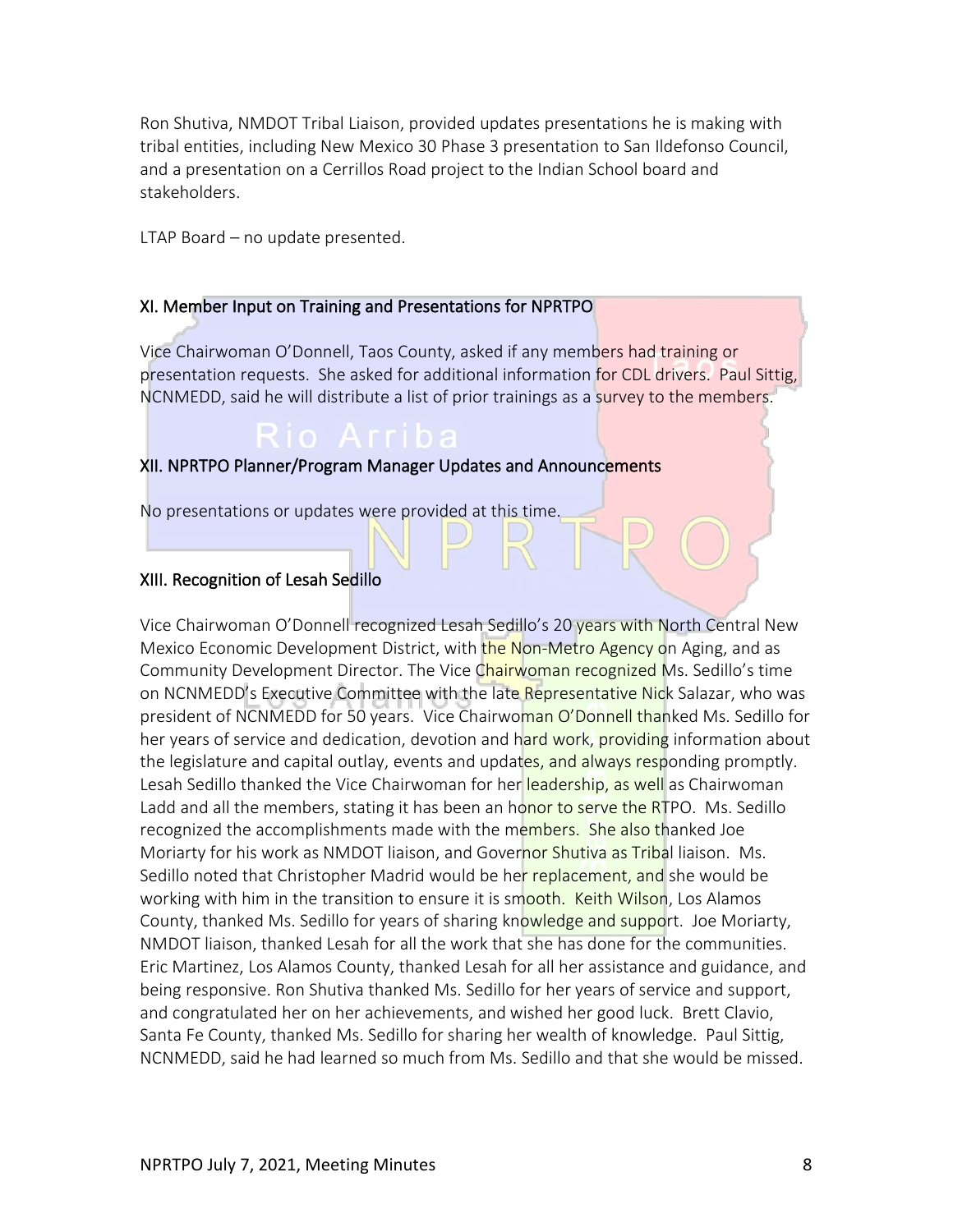Ron Shutiva, NMDOT Tribal Liaison, provided updates presentations he is making with tribal entities, including New Mexico 30 Phase 3 presentation to San Ildefonso Council, and a presentation on a Cerrillos Road project to the Indian School board and stakeholders.

LTAP Board – no update presented.

## XI. Member Input on Training and Presentations for NPRTPO

Vice Chairwoman O'Donnell, Taos County, asked if any members had training or presentation requests. She asked for additional information for CDL drivers. Paul Sittig, NCNMEDD, said he will distribute a list of prior trainings as a survey to the members.

## XII. NPRTPO Planner/Program Manager Updates and Announcements

No presentations or updates were provided at this time.

## XIII. Recognition of Lesah Sedillo

Vice Chairwoman O'Donnell recognized Lesah Sedillo's 20 years with North Central New Mexico Economic Development District, with the Non-Metro Agency on Aging, and as Community Development Director. The Vice Chairwoman recognized Ms. Sedillo's time on NCNMEDD's Executive Committee with the late Representative Nick Salazar, who was president of NCNMEDD for 50 years. Vice Chairwoman O'Donnell thanked Ms. Sedillo for her years of service and dedication, devotion and hard work, providing information about the legislature and capital outlay, events and updates, and always responding promptly. Lesah Sedillo thanked the Vice Chairwoman for her leadership, as well as Chairwoman Ladd and all the members, stating it has been an honor to serve the RTPO. Ms. Sedillo recognized the accomplishments made with the members. She also thanked Joe Moriarty for his work as NMDOT liaison, and Governor Shutiva as Tribal liaison. Ms. Sedillo noted that Christopher Madrid would be her replacement, and she would be working with him in the transition to ensure it is smooth. Keith Wilson, Los Alamos County, thanked Ms. Sedillo for years of sharing knowledge and support. Joe Moriarty, NMDOT liaison, thanked Lesah for all the work that she has done for the communities. Eric Martinez, Los Alamos County, thanked Lesah for all her assistance and guidance, and being responsive. Ron Shutiva thanked Ms. Sedillo for her years of service and support, and congratulated her on her achievements, and wished her good luck. Brett Clavio, Santa Fe County, thanked Ms. Sedillo for sharing her wealth of knowledge. Paul Sittig, NCNMEDD, said he had learned so much from Ms. Sedillo and that she would be missed.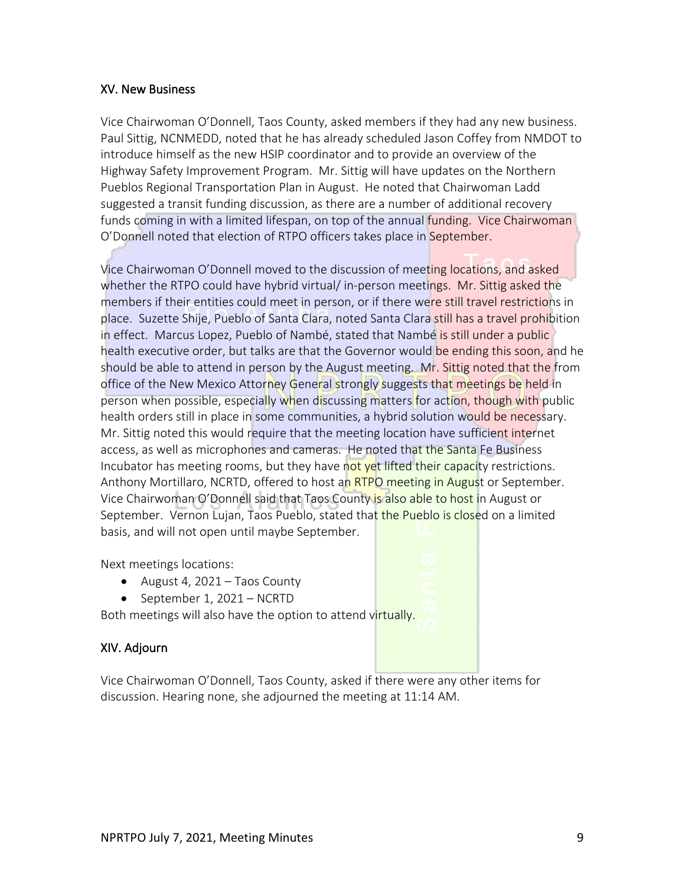## XV. New Business

Vice Chairwoman O'Donnell, Taos County, asked members if they had any new business. Paul Sittig, NCNMEDD, noted that he has already scheduled Jason Coffey from NMDOT to introduce himself as the new HSIP coordinator and to provide an overview of the Highway Safety Improvement Program. Mr. Sittig will have updates on the Northern Pueblos Regional Transportation Plan in August. He noted that Chairwoman Ladd suggested a transit funding discussion, as there are a number of additional recovery funds coming in with a limited lifespan, on top of the annual funding. Vice Chairwoman O'Donnell noted that election of RTPO officers takes place in September.

Vice Chairwoman O'Donnell moved to the discussion of meeting locations, and asked whether the RTPO could have hybrid virtual/ in-person meetings. Mr. Sittig asked the members if their entities could meet in person, or if there were still travel restrictions in place. Suzette Shije, Pueblo of Santa Clara, noted Santa Clara still has a travel prohibition in effect. Marcus Lopez, Pueblo of Nambé, stated that Nambé is still under a public health executive order, but talks are that the Governor would be ending this soon, and he should be able to attend in person by the August meeting. Mr. Sittig noted that the from office of the New Mexico Attorney General strongly suggests that meetings be held in person when possible, especially when discussing matters for action, though with public health orders still in place in some communities, a hybrid solution would be necessary. Mr. Sittig noted this would require that the meeting location have sufficient internet access, as well as microphones and cameras. He noted that the Santa Fe Business Incubator has meeting rooms, but they have not yet lifted their capacity restrictions. Anthony Mortillaro, NCRTD, offered to host an RTPO meeting in August or September. Vice Chairwoman O'Donnell said that Taos County is also able to host in August or September. Vernon Lujan, Taos Pueblo, stated that the Pueblo is closed on a limited basis, and will not open until maybe September.

Next meetings locations:

- August 4, 2021 – Taos County
- September 1, 2021 – NCRTD

Both meetings will also have the option to attend virtually.

## XIV. Adjourn

Vice Chairwoman O'Donnell, Taos County, asked if there were any other items for discussion. Hearing none, she adjourned the meeting at 11:14 AM.